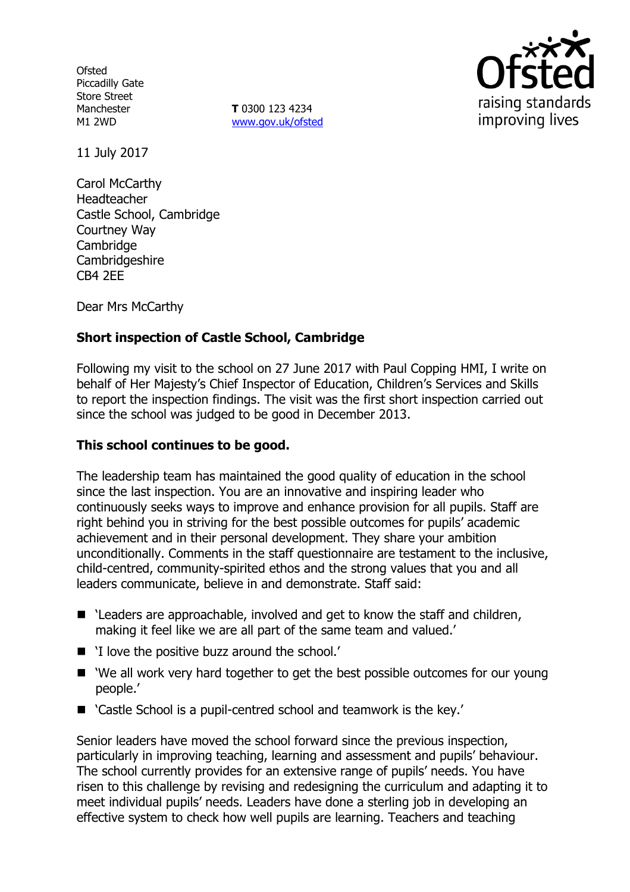Ofsted
Piccadilly Gate
Store Street
Manchester
M1 2WD

**T** 0300 123 4234
www.gov.uk/ofsted

11 July 2017

Carol McCarthy
Headteacher
Castle School, Cambridge
Courtney Way
Cambridge
Cambridgeshire
CB4 2EE

Dear Mrs McCarthy

**Short inspection of Castle School, Cambridge**

Following my visit to the school on 27 June 2017 with Paul Copping HMI, I write on behalf of Her Majesty's Chief Inspector of Education, Children's Services and Skills to report the inspection findings. The visit was the first short inspection carried out since the school was judged to be good in December 2013.

**This school continues to be good.**

The leadership team has maintained the good quality of education in the school since the last inspection. You are an innovative and inspiring leader who continuously seeks ways to improve and enhance provision for all pupils. Staff are right behind you in striving for the best possible outcomes for pupils' academic achievement and in their personal development. They share your ambition unconditionally. Comments in the staff questionnaire are testament to the inclusive, child-centred, community-spirited ethos and the strong values that you and all leaders communicate, believe in and demonstrate. Staff said:

- 'Leaders are approachable, involved and get to know the staff and children, making it feel like we are all part of the same team and valued.'
- 'I love the positive buzz around the school.'
- 'We all work very hard together to get the best possible outcomes for our young people.'
- 'Castle School is a pupil-centred school and teamwork is the key.'

Senior leaders have moved the school forward since the previous inspection, particularly in improving teaching, learning and assessment and pupils' behaviour. The school currently provides for an extensive range of pupils' needs. You have risen to this challenge by revising and redesigning the curriculum and adapting it to meet individual pupils' needs. Leaders have done a sterling job in developing an effective system to check how well pupils are learning. Teachers and teaching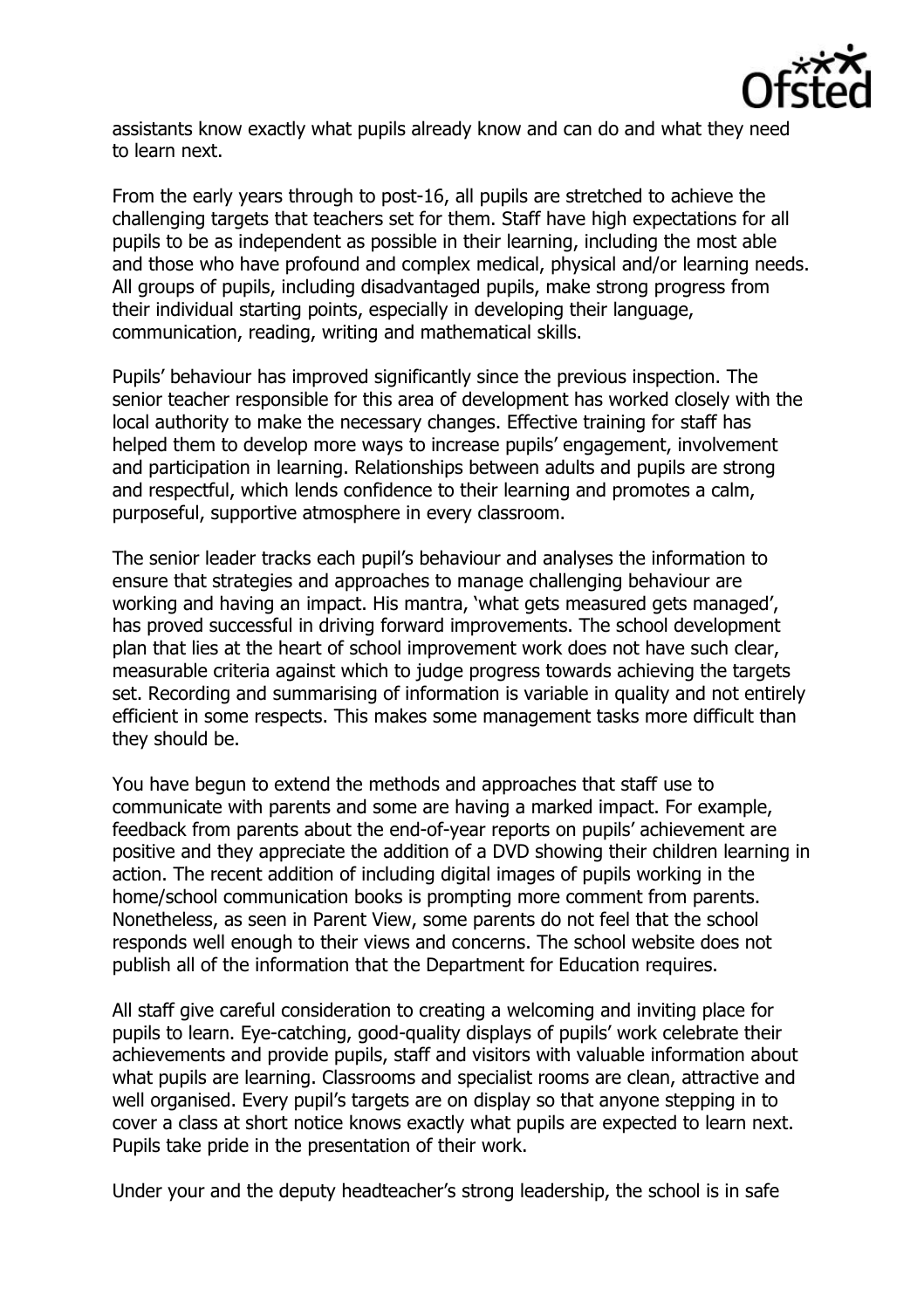assistants know exactly what pupils already know and can do and what they need to learn next.

From the early years through to post-16, all pupils are stretched to achieve the challenging targets that teachers set for them. Staff have high expectations for all pupils to be as independent as possible in their learning, including the most able and those who have profound and complex medical, physical and/or learning needs. All groups of pupils, including disadvantaged pupils, make strong progress from their individual starting points, especially in developing their language, communication, reading, writing and mathematical skills.

Pupils' behaviour has improved significantly since the previous inspection. The senior teacher responsible for this area of development has worked closely with the local authority to make the necessary changes. Effective training for staff has helped them to develop more ways to increase pupils' engagement, involvement and participation in learning. Relationships between adults and pupils are strong and respectful, which lends confidence to their learning and promotes a calm, purposeful, supportive atmosphere in every classroom.

The senior leader tracks each pupil's behaviour and analyses the information to ensure that strategies and approaches to manage challenging behaviour are working and having an impact. His mantra, 'what gets measured gets managed', has proved successful in driving forward improvements. The school development plan that lies at the heart of school improvement work does not have such clear, measurable criteria against which to judge progress towards achieving the targets set. Recording and summarising of information is variable in quality and not entirely efficient in some respects. This makes some management tasks more difficult than they should be.

You have begun to extend the methods and approaches that staff use to communicate with parents and some are having a marked impact. For example, feedback from parents about the end-of-year reports on pupils' achievement are positive and they appreciate the addition of a DVD showing their children learning in action. The recent addition of including digital images of pupils working in the home/school communication books is prompting more comment from parents. Nonetheless, as seen in Parent View, some parents do not feel that the school responds well enough to their views and concerns. The school website does not publish all of the information that the Department for Education requires.

All staff give careful consideration to creating a welcoming and inviting place for pupils to learn. Eye-catching, good-quality displays of pupils' work celebrate their achievements and provide pupils, staff and visitors with valuable information about what pupils are learning. Classrooms and specialist rooms are clean, attractive and well organised. Every pupil's targets are on display so that anyone stepping in to cover a class at short notice knows exactly what pupils are expected to learn next. Pupils take pride in the presentation of their work.

Under your and the deputy headteacher's strong leadership, the school is in safe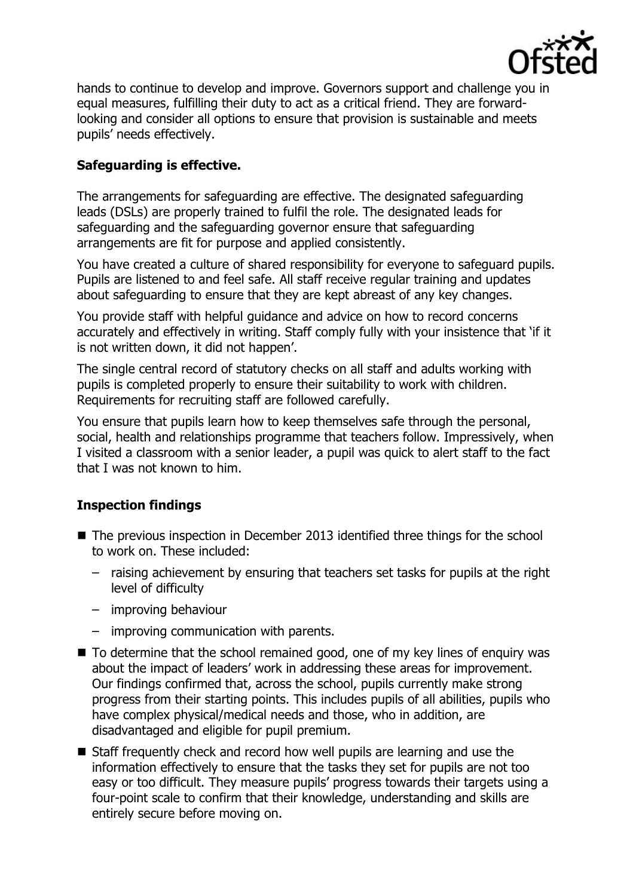hands to continue to develop and improve. Governors support and challenge you in equal measures, fulfilling their duty to act as a critical friend. They are forward-looking and consider all options to ensure that provision is sustainable and meets pupils' needs effectively.

### Safeguarding is effective.

The arrangements for safeguarding are effective. The designated safeguarding leads (DSLs) are properly trained to fulfil the role. The designated leads for safeguarding and the safeguarding governor ensure that safeguarding arrangements are fit for purpose and applied consistently.

You have created a culture of shared responsibility for everyone to safeguard pupils. Pupils are listened to and feel safe. All staff receive regular training and updates about safeguarding to ensure that they are kept abreast of any key changes.

You provide staff with helpful guidance and advice on how to record concerns accurately and effectively in writing. Staff comply fully with your insistence that 'if it is not written down, it did not happen'.

The single central record of statutory checks on all staff and adults working with pupils is completed properly to ensure their suitability to work with children. Requirements for recruiting staff are followed carefully.

You ensure that pupils learn how to keep themselves safe through the personal, social, health and relationships programme that teachers follow. Impressively, when I visited a classroom with a senior leader, a pupil was quick to alert staff to the fact that I was not known to him.

### Inspection findings

- The previous inspection in December 2013 identified three things for the school to work on. These included:
  - raising achievement by ensuring that teachers set tasks for pupils at the right level of difficulty
  - improving behaviour
  - improving communication with parents.
- To determine that the school remained good, one of my key lines of enquiry was about the impact of leaders' work in addressing these areas for improvement. Our findings confirmed that, across the school, pupils currently make strong progress from their starting points. This includes pupils of all abilities, pupils who have complex physical/medical needs and those, who in addition, are disadvantaged and eligible for pupil premium.
- Staff frequently check and record how well pupils are learning and use the information effectively to ensure that the tasks they set for pupils are not too easy or too difficult. They measure pupils' progress towards their targets using a four-point scale to confirm that their knowledge, understanding and skills are entirely secure before moving on.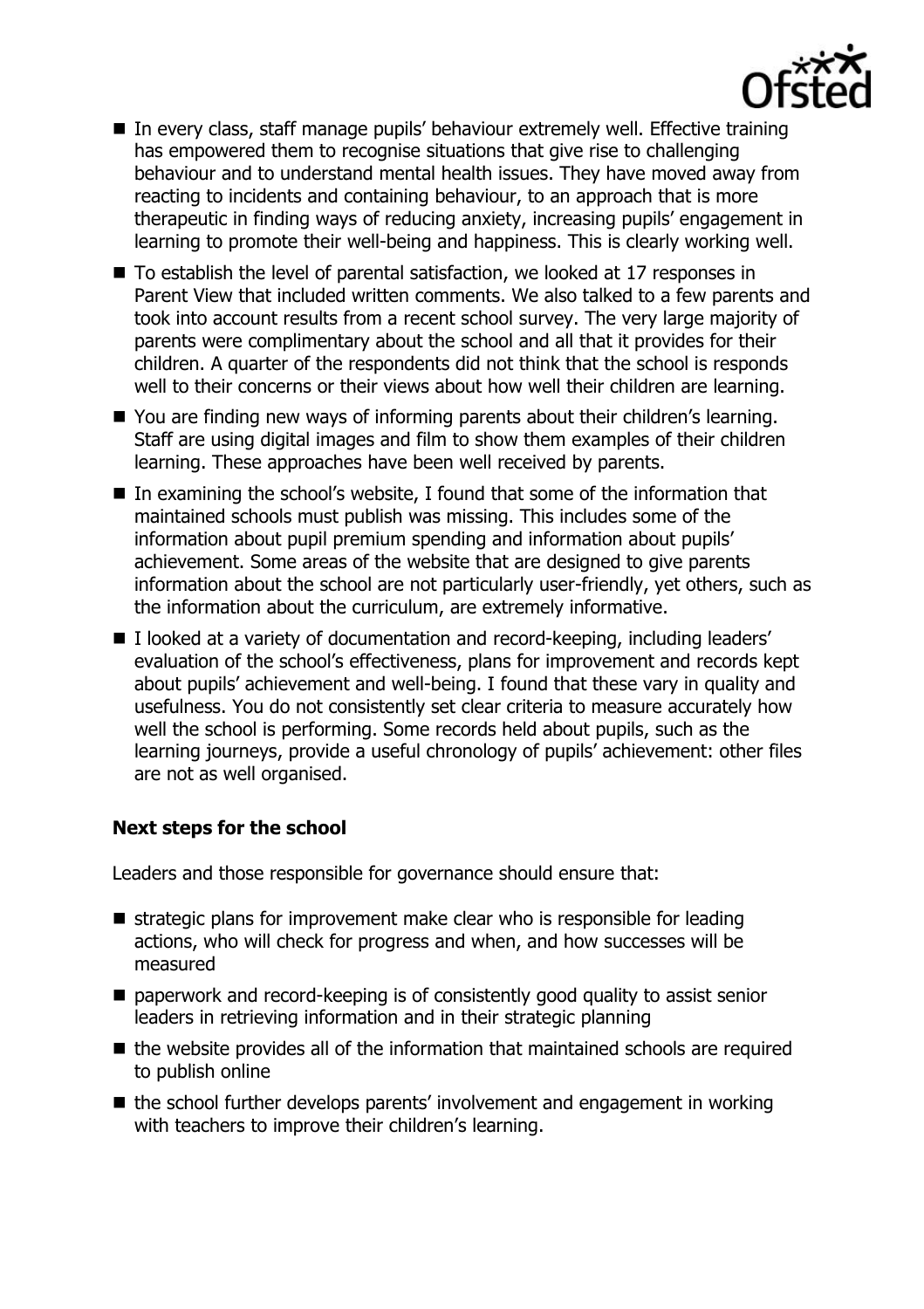- In every class, staff manage pupils' behaviour extremely well. Effective training has empowered them to recognise situations that give rise to challenging behaviour and to understand mental health issues. They have moved away from reacting to incidents and containing behaviour, to an approach that is more therapeutic in finding ways of reducing anxiety, increasing pupils' engagement in learning to promote their well-being and happiness. This is clearly working well.
- To establish the level of parental satisfaction, we looked at 17 responses in Parent View that included written comments. We also talked to a few parents and took into account results from a recent school survey. The very large majority of parents were complimentary about the school and all that it provides for their children. A quarter of the respondents did not think that the school is responds well to their concerns or their views about how well their children are learning.
- You are finding new ways of informing parents about their children's learning. Staff are using digital images and film to show them examples of their children learning. These approaches have been well received by parents.
- In examining the school's website, I found that some of the information that maintained schools must publish was missing. This includes some of the information about pupil premium spending and information about pupils' achievement. Some areas of the website that are designed to give parents information about the school are not particularly user-friendly, yet others, such as the information about the curriculum, are extremely informative.
- I looked at a variety of documentation and record-keeping, including leaders' evaluation of the school's effectiveness, plans for improvement and records kept about pupils' achievement and well-being. I found that these vary in quality and usefulness. You do not consistently set clear criteria to measure accurately how well the school is performing. Some records held about pupils, such as the learning journeys, provide a useful chronology of pupils' achievement: other files are not as well organised.

**Next steps for the school**

Leaders and those responsible for governance should ensure that:

- strategic plans for improvement make clear who is responsible for leading actions, who will check for progress and when, and how successes will be measured
- paperwork and record-keeping is of consistently good quality to assist senior leaders in retrieving information and in their strategic planning
- the website provides all of the information that maintained schools are required to publish online
- the school further develops parents' involvement and engagement in working with teachers to improve their children's learning.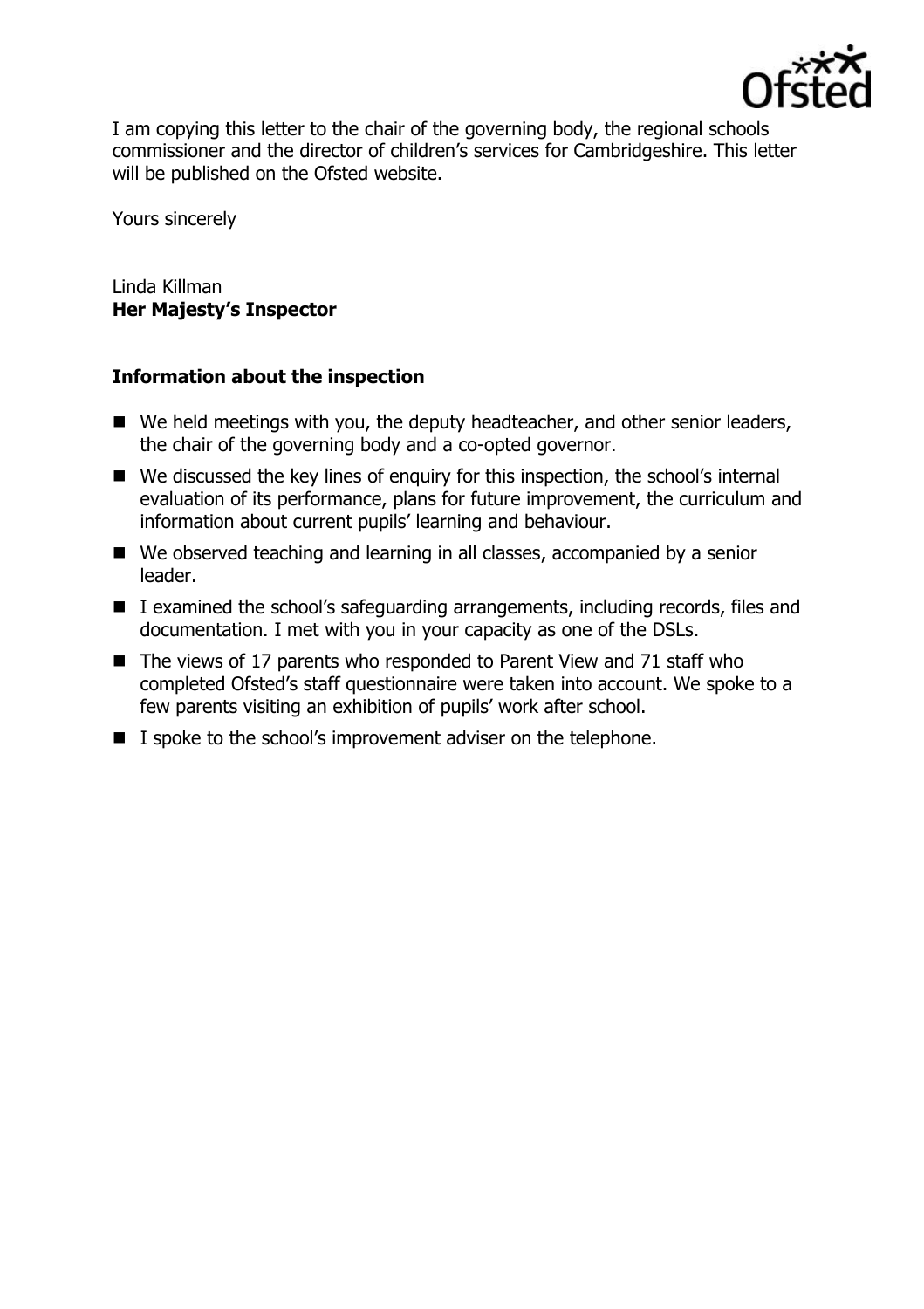I am copying this letter to the chair of the governing body, the regional schools commissioner and the director of children's services for Cambridgeshire. This letter will be published on the Ofsted website.

Yours sincerely

Linda Killman
**Her Majesty's Inspector**

## Information about the inspection

- We held meetings with you, the deputy headteacher, and other senior leaders, the chair of the governing body and a co-opted governor.
- We discussed the key lines of enquiry for this inspection, the school's internal evaluation of its performance, plans for future improvement, the curriculum and information about current pupils' learning and behaviour.
- We observed teaching and learning in all classes, accompanied by a senior leader.
- I examined the school's safeguarding arrangements, including records, files and documentation. I met with you in your capacity as one of the DSLs.
- The views of 17 parents who responded to Parent View and 71 staff who completed Ofsted's staff questionnaire were taken into account. We spoke to a few parents visiting an exhibition of pupils' work after school.
- I spoke to the school's improvement adviser on the telephone.